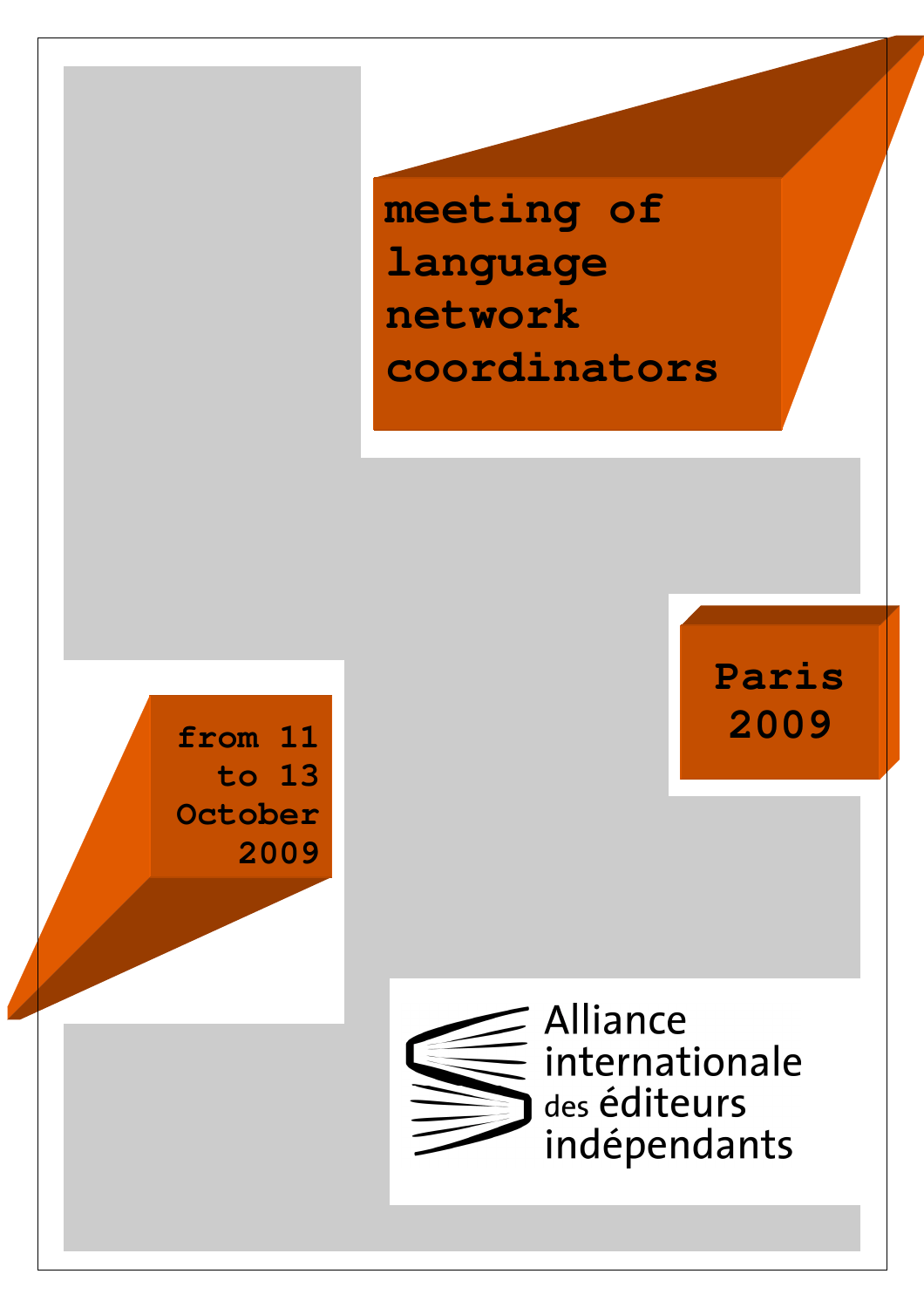# meeting of language network coordinators

**Paris 2009**

**from 11 to 13 October 2009**

Alliance internationale des éditeurs indépendants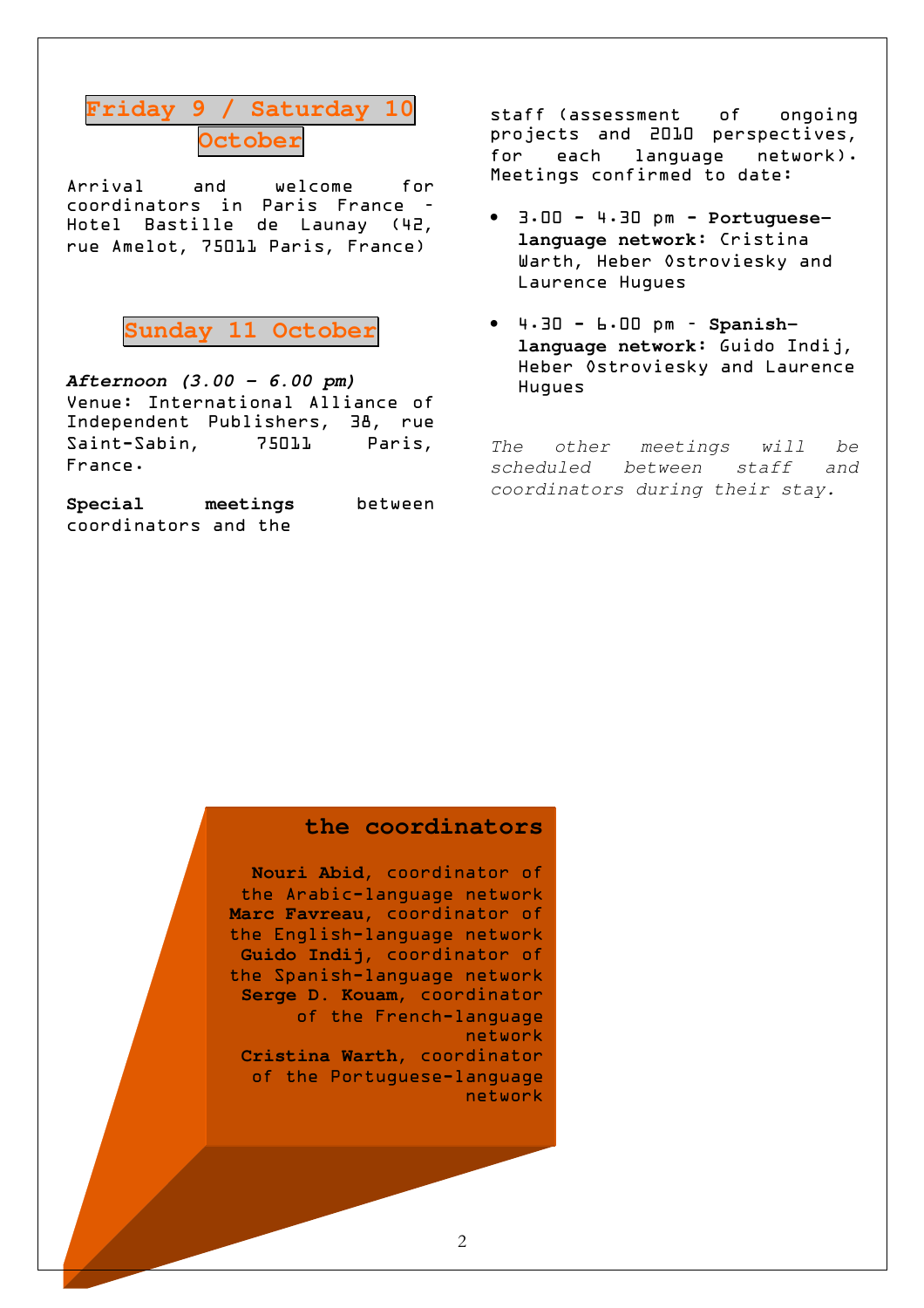## Friday 9 / Saturday 10 October

Arrival and welcome for coordinators in Paris France – Hotel Bastille de Launay (42, rue Amelot, 75011 Paris, France)

## Sunday 11 October

***Afternoon (3.00 – 6.00 pm)***
Venue: International Alliance of Independent Publishers, 38, rue Saint-Sabin, 75011 Paris, France.

**Special meetings** between coordinators and the staff (assessment of ongoing projects and 2010 perspectives, for each language network). Meetings confirmed to date:

- 3.00 - 4.30 pm - **Portuguese-language network:** Cristina Warth, Heber Ostroviesky and Laurence Hugues
- 4.30 - 6.00 pm – **Spanish-language network:** Guido Indij, Heber Ostroviesky and Laurence Hugues

*The other meetings will be scheduled between staff and coordinators during their stay.*

### the coordinators

**Nouri Abid**, coordinator of the Arabic-language network
**Marc Favreau**, coordinator of the English-language network
**Guido Indij**, coordinator of the Spanish-language network
**Serge D. Kouam**, coordinator of the French-language network
**Cristina Warth**, coordinator of the Portuguese-language network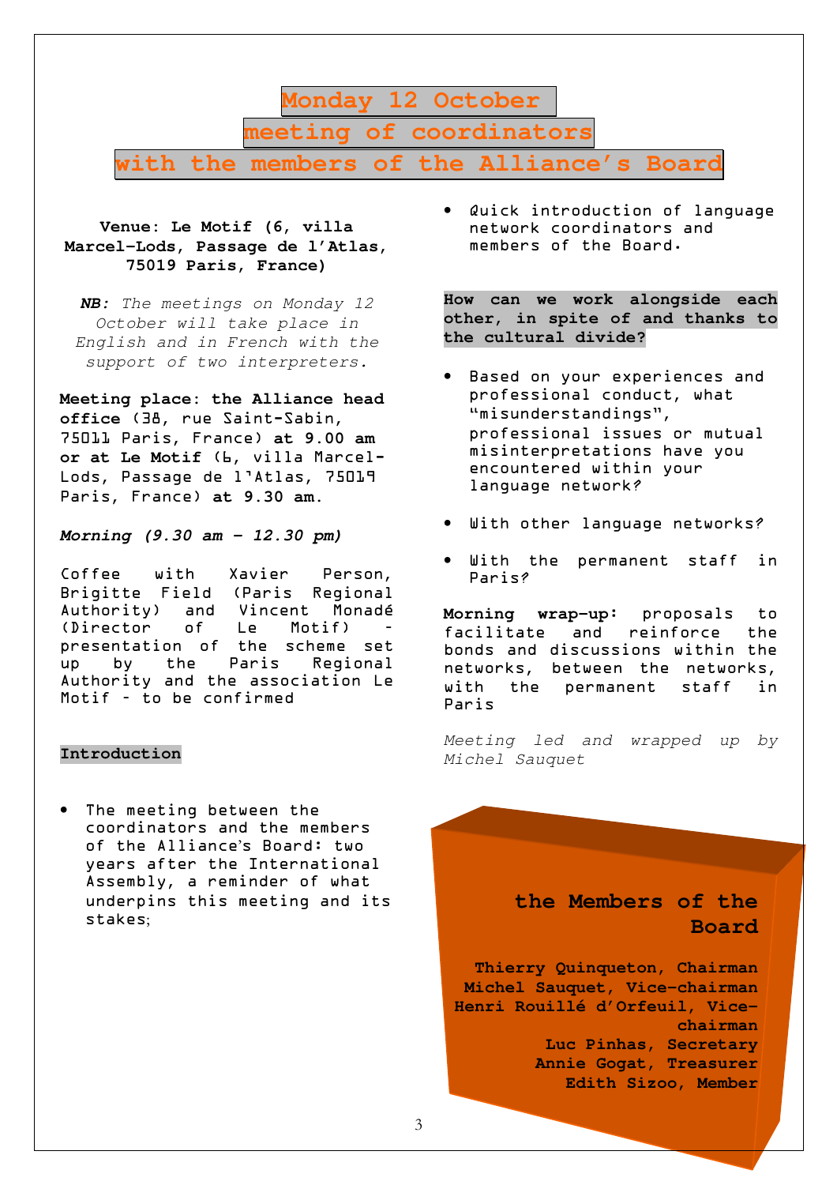# Monday 12 October
# meeting of coordinators
# with the members of the Alliance's Board

**Venue: Le Motif (6, villa Marcel-Lods, Passage de l'Atlas, 75019 Paris, France)**

***NB:*** *The meetings on Monday 12 October will take place in English and in French with the support of two interpreters.*

**Meeting place: the Alliance head office** (38, rue Saint-Sabin, 75011 Paris, France) **at 9.00 am or at Le Motif** (6, villa Marcel-Lods, Passage de l'Atlas, 75019 Paris, France) **at 9.30 am.**

***Morning (9.30 am – 12.30 pm)***

Coffee with Xavier Person, Brigitte Field (Paris Regional Authority) and Vincent Monadé (Director of Le Motif) – presentation of the scheme set up by the Paris Regional Authority and the association Le Motif – to be confirmed

**Introduction**

- The meeting between the coordinators and the members of the Alliance's Board: two years after the International Assembly, a reminder of what underpins this meeting and its stakes;
- Quick introduction of language network coordinators and members of the Board.

**How can we work alongside each other, in spite of and thanks to the cultural divide?**

- Based on your experiences and professional conduct, what "misunderstandings", professional issues or mutual misinterpretations have you encountered within your language network?
- With other language networks?
- With the permanent staff in Paris?

**Morning wrap-up:** proposals to facilitate and reinforce the bonds and discussions within the networks, between the networks, with the permanent staff in Paris

*Meeting led and wrapped up by Michel Sauquet*

**the Members of the Board**

**Thierry Quinqueton, Chairman**
**Michel Sauquet, Vice-chairman**
**Henri Rouillé d'Orfeuil, Vice-chairman**
**Luc Pinhas, Secretary**
**Annie Gogat, Treasurer**
**Edith Sizoo, Member**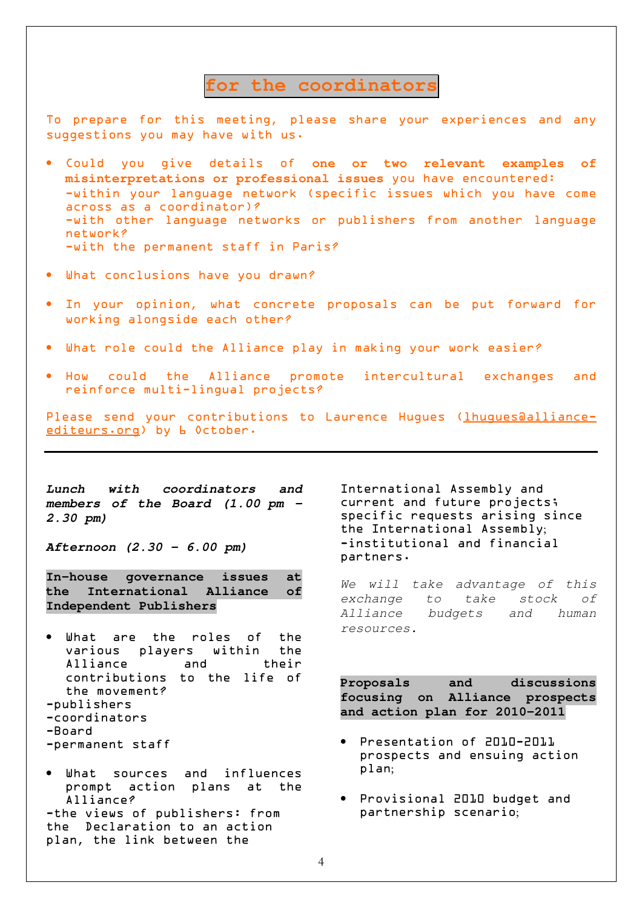## for the coordinators

To prepare for this meeting, please share your experiences and any suggestions you may have with us.

- Could you give details of **one or two relevant examples of misinterpretations or professional issues** you have encountered:
  -within your language network (specific issues which you have come across as a coordinator)?
  -with other language networks or publishers from another language network?
  -with the permanent staff in Paris?

- What conclusions have you drawn?

- In your opinion, what concrete proposals can be put forward for working alongside each other?

- What role could the Alliance play in making your work easier?

- How could the Alliance promote intercultural exchanges and reinforce multi-lingual projects?

Please send your contributions to Laurence Hugues (lhugues@alliance-editeurs.org) by 6 October.

---

***Lunch with coordinators and members of the Board (1.00 pm – 2.30 pm)***

***Afternoon (2.30 – 6.00 pm)***

**In-house governance issues at the International Alliance of Independent Publishers**

- What are the roles of the various players within the Alliance and their contributions to the life of the movement?

-publishers
-coordinators
-Board
-permanent staff

- What sources and influences prompt action plans at the Alliance?

-the views of publishers: from the Declaration to an action plan, the link between the International Assembly and current and future projects; specific requests arising since the International Assembly;
-institutional and financial partners.

*We will take advantage of this exchange to take stock of Alliance budgets and human resources.*

**Proposals and discussions focusing on Alliance prospects and action plan for 2010-2011**

- Presentation of 2010-2011 prospects and ensuing action plan;

- Provisional 2010 budget and partnership scenario;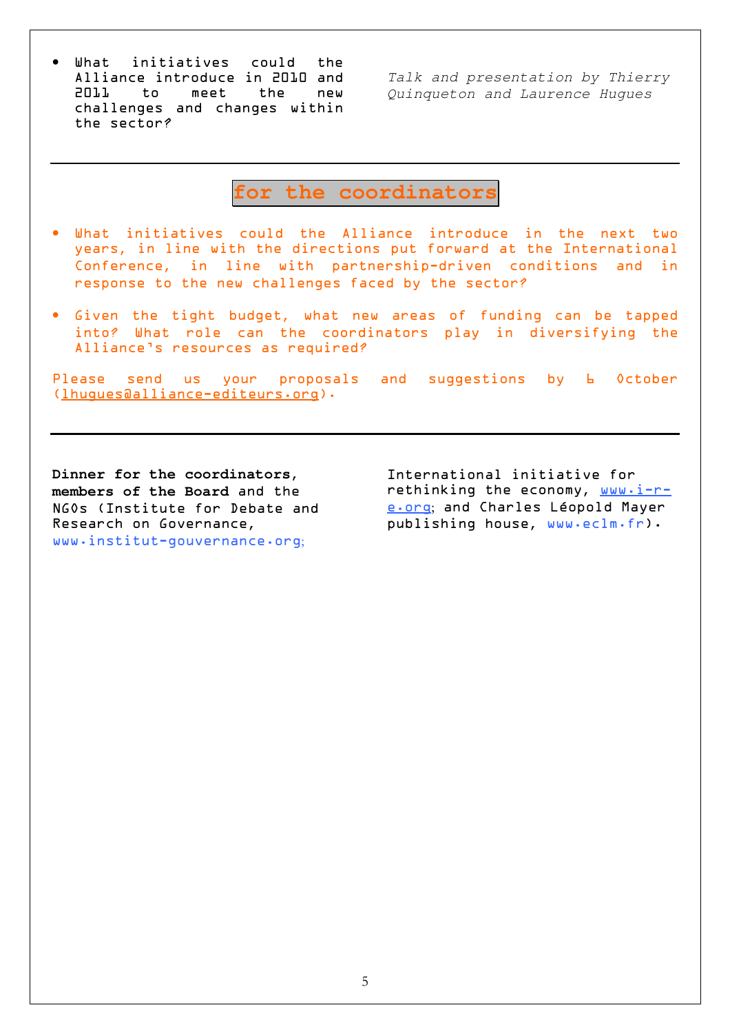- What initiatives could the Alliance introduce in 2010 and 2011 to meet the new challenges and changes within the sector?

*Talk and presentation by Thierry Quinqueton and Laurence Hugues*

---

## for the coordinators

- What initiatives could the Alliance introduce in the next two years, in line with the directions put forward at the International Conference, in line with partnership-driven conditions and in response to the new challenges faced by the sector?

- Given the tight budget, what new areas of funding can be tapped into? What role can the coordinators play in diversifying the Alliance's resources as required?

Please send us your proposals and suggestions by 6 October (lhugues@alliance-editeurs.org).

---

**Dinner for the coordinators, members of the Board** and the NGOs (Institute for Debate and Research on Governance, www.institut-gouvernance.org; International initiative for rethinking the economy, www.i-r-e.org; and Charles Léopold Mayer publishing house, www.eclm.fr).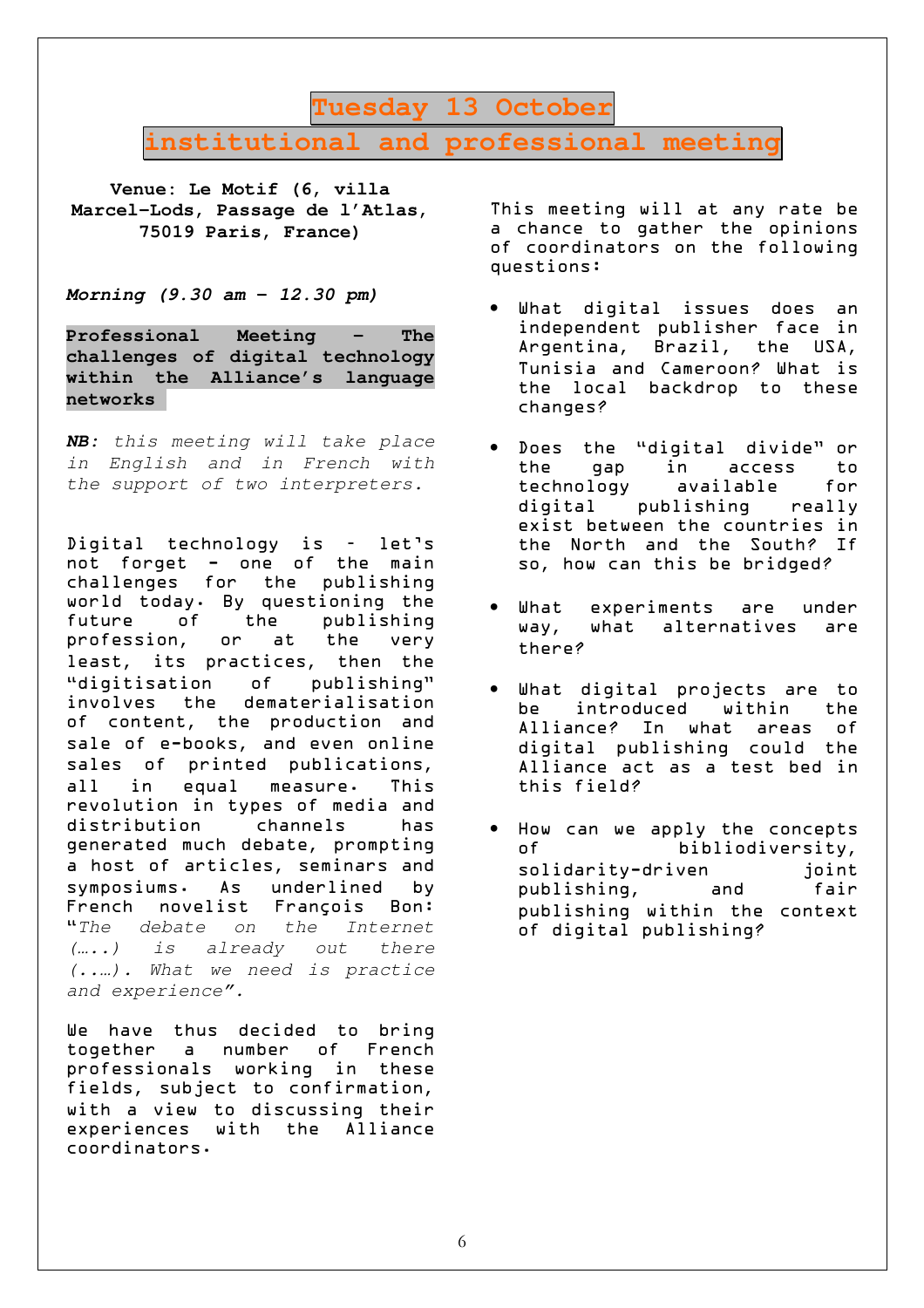# Tuesday 13 October

# institutional and professional meeting

**Venue: Le Motif (6, villa Marcel-Lods, Passage de l'Atlas, 75019 Paris, France)**

***Morning (9.30 am – 12.30 pm)***

**Professional Meeting – The challenges of digital technology within the Alliance's language networks**

***NB:*** *this meeting will take place in English and in French with the support of two interpreters.*

Digital technology is - let's not forget - one of the main challenges for the publishing world today. By questioning the future of the publishing profession, or at the very least, its practices, then the "digitisation of publishing" involves the dematerialisation of content, the production and sale of e-books, and even online sales of printed publications, all in equal measure. This revolution in types of media and distribution channels has generated much debate, prompting a host of articles, seminars and symposiums. As underlined by French novelist François Bon: "*The debate on the Internet (…..) is already out there (..…). What we need is practice and experience*".

We have thus decided to bring together a number of French professionals working in these fields, subject to confirmation, with a view to discussing their experiences with the Alliance coordinators.

This meeting will at any rate be a chance to gather the opinions of coordinators on the following questions:

- What digital issues does an independent publisher face in Argentina, Brazil, the USA, Tunisia and Cameroon? What is the local backdrop to these changes?
- Does the "digital divide" or the gap in access to technology available for digital publishing really exist between the countries in the North and the South? If so, how can this be bridged?
- What experiments are under way, what alternatives are there?
- What digital projects are to be introduced within the Alliance? In what areas of digital publishing could the Alliance act as a test bed in this field?
- How can we apply the concepts of bibliodiversity, solidarity-driven joint publishing, and fair publishing within the context of digital publishing?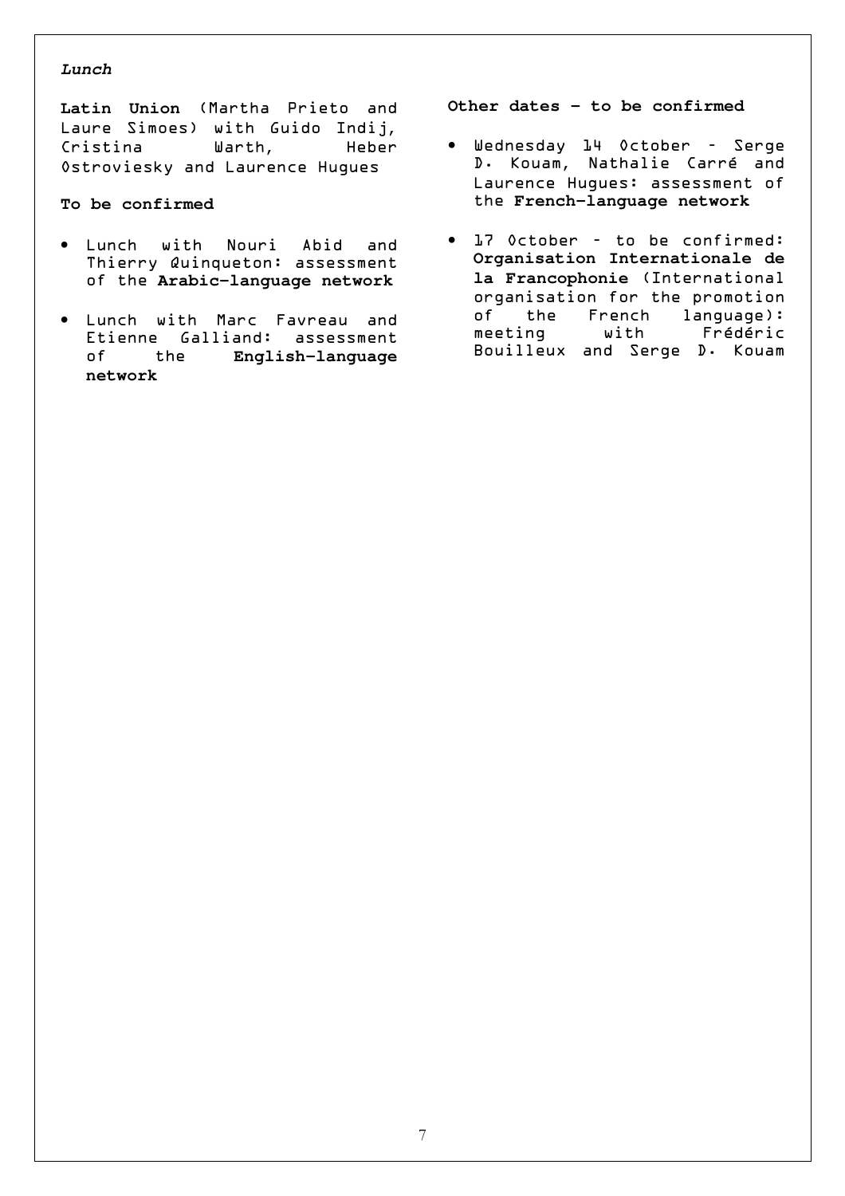*Lunch*

**Latin Union** (Martha Prieto and Laure Simoes) with Guido Indij, Cristina Warth, Heber Ostroviesky and Laurence Hugues

**To be confirmed**

- Lunch with Nouri Abid and Thierry Quinqueton: assessment of the **Arabic-language network**
- Lunch with Marc Favreau and Etienne Galliand: assessment of the **English-language network**

**Other dates – to be confirmed**

- Wednesday 14 October – Serge D. Kouam, Nathalie Carré and Laurence Hugues: assessment of the **French-language network**
- 17 October – to be confirmed: **Organisation Internationale de la Francophonie** (International organisation for the promotion of the French language): meeting with Frédéric Bouilleux and Serge D. Kouam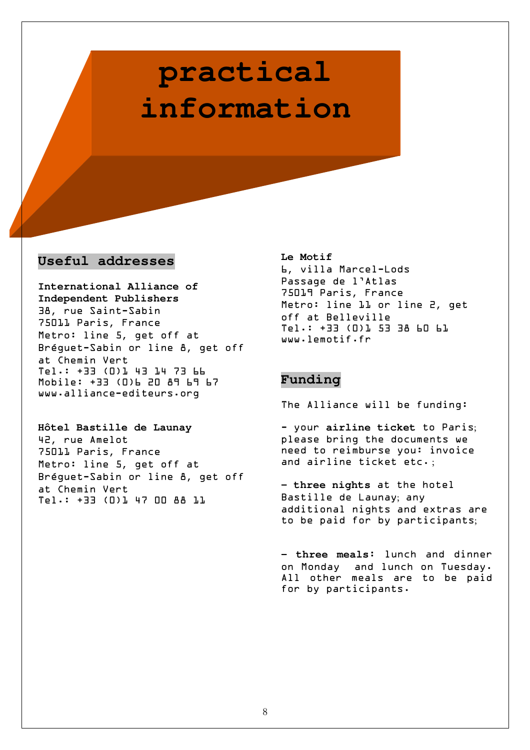# practical information

## Useful addresses

**International Alliance of Independent Publishers**
38, rue Saint-Sabin
75011 Paris, France
Metro: line 5, get off at Bréguet-Sabin or line 8, get off at Chemin Vert
Tel.: +33 (0)1 43 14 73 66
Mobile: +33 (0)6 20 89 69 67
www.alliance-editeurs.org

**Hôtel Bastille de Launay**
42, rue Amelot
75011 Paris, France
Metro: line 5, get off at Bréguet-Sabin or line 8, get off at Chemin Vert
Tel.: +33 (0)1 47 00 88 11

**Le Motif**
6, villa Marcel-Lods
Passage de l'Atlas
75019 Paris, France
Metro: line 11 or line 2, get off at Belleville
Tel.: +33 (0)1 53 38 60 61
www.lemotif.fr

## Funding

The Alliance will be funding:

- your **airline ticket** to Paris; please bring the documents we need to reimburse you: invoice and airline ticket etc.;

- **three nights** at the hotel Bastille de Launay; any additional nights and extras are to be paid for by participants;

- **three meals:** lunch and dinner on Monday and lunch on Tuesday. All other meals are to be paid for by participants.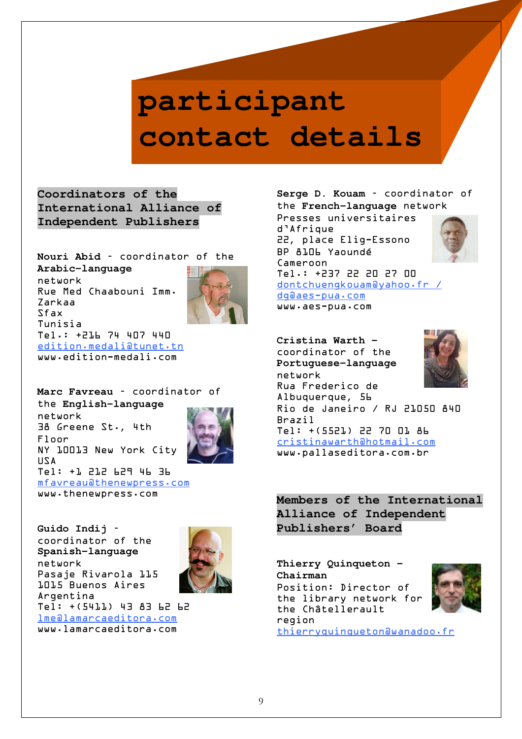# participant contact details

## Coordinators of the International Alliance of Independent Publishers

**Nouri Abid** - coordinator of the **Arabic-language** network
Rue Med Chaabouni Imm. Zarkaa
Sfax
Tunisia
Tel.: +216 74 407 440
edition.medali@tunet.tn
www.edition-medali.com

**Marc Favreau** - coordinator of the **English-language** network
38 Greene St., 4th Floor
NY 10013 New York City
USA
Tel: +1 212 629 46 36
mfavreau@thenewpress.com
www.thenewpress.com

**Guido Indij** - coordinator of the **Spanish-language** network
Pasaje Rivarola 115
1015 Buenos Aires
Argentina
Tel: +(5411) 43 83 62 62
lme@lamarcaeditora.com
www.lamarcaeditora.com

**Serge D. Kouam** - coordinator of the **French-language** network
Presses universitaires d'Afrique
22, place Elig-Essono
BP 8106 Yaoundé
Cameroon
Tel.: +237 22 20 27 00
dontchuengkouam@yahoo.fr / dg@aes-pua.com
www.aes-pua.com

**Cristina Warth** - coordinator of the **Portuguese-language** network
Rua Frederico de Albuquerque, 56
Rio de Janeiro / RJ 21050 840
Brazil
Tel: +(5521) 22 70 01 86
cristinawarth@hotmail.com
www.pallaseditora.com.br

## Members of the International Alliance of Independent Publishers' Board

**Thierry Quinqueton - Chairman**
Position: Director of the library network for the Châtellerault region
thierryquinqueton@wanadoo.fr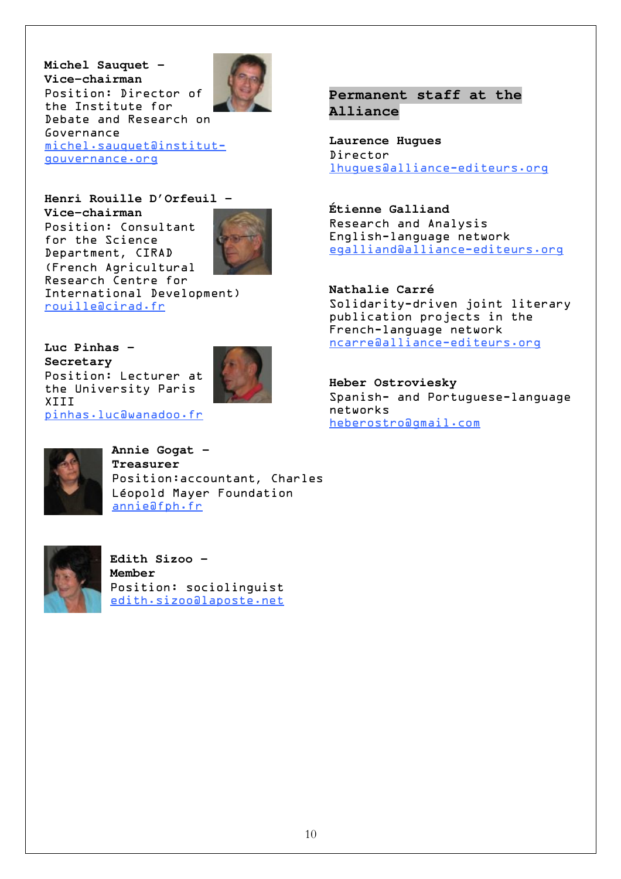**Michel Sauquet – Vice-chairman**
Position: Director of the Institute for Debate and Research on Governance
michel.sauquet@institut-gouvernance.org

**Henri Rouille D'Orfeuil – Vice-chairman**
Position: Consultant for the Science Department, CIRAD (French Agricultural Research Centre for International Development)
rouille@cirad.fr

**Luc Pinhas – Secretary**
Position: Lecturer at the University Paris XIII
pinhas.luc@wanadoo.fr

**Annie Gogat – Treasurer**
Position:accountant, Charles Léopold Mayer Foundation
annie@fph.fr

**Edith Sizoo – Member**
Position: sociolinguist
edith.sizoo@laposte.net

## Permanent staff at the Alliance

**Laurence Hugues**
Director
lhugues@alliance-editeurs.org

**Étienne Galliand**
Research and Analysis
English-language network
egalliand@alliance-editeurs.org

**Nathalie Carré**
Solidarity-driven joint literary publication projects in the French-language network
ncarre@alliance-editeurs.org

**Heber Ostroviesky**
Spanish- and Portuguese-language networks
heberostro@gmail.com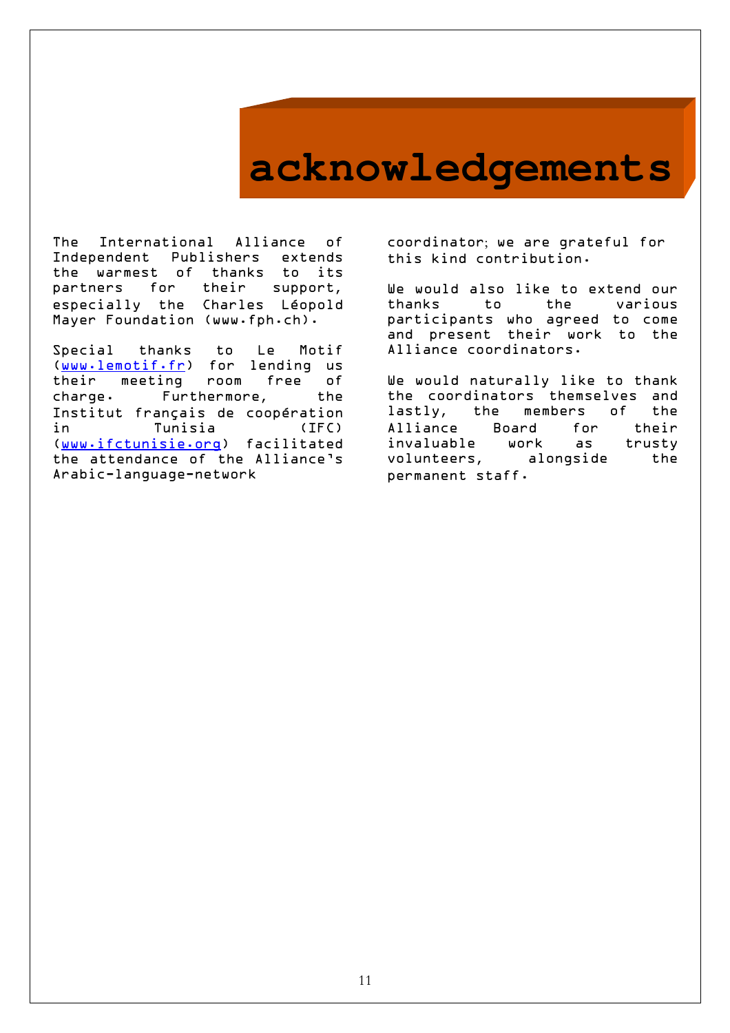# acknowledgements

The International Alliance of Independent Publishers extends the warmest of thanks to its partners for their support, especially the Charles Léopold Mayer Foundation (www.fph.ch).

Special thanks to Le Motif (www.lemotif.fr) for lending us their meeting room free of charge. Furthermore, the Institut français de coopération in Tunisia (IFC) (www.ifctunisie.org) facilitated the attendance of the Alliance's Arabic-language-network coordinator; we are grateful for this kind contribution.

We would also like to extend our thanks to the various participants who agreed to come and present their work to the Alliance coordinators.

We would naturally like to thank the coordinators themselves and lastly, the members of the Alliance Board for their invaluable work as trusty volunteers, alongside the permanent staff.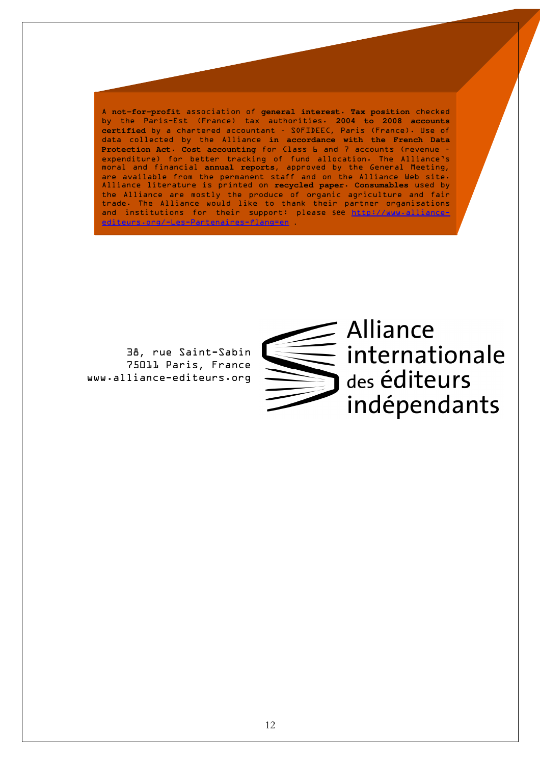A **not-for-profit** association of **general interest**. **Tax position** checked by the Paris-Est (France) tax authorities. **2004 to 2008 accounts certified** by a chartered accountant - SOFIDEEC, Paris (France). Use of data collected by the Alliance **in accordance with the French Data Protection Act**. **Cost accounting** for Class 6 and 7 accounts (revenue - expenditure) for better tracking of fund allocation. The Alliance's moral and financial **annual reports**, approved by the General Meeting, are available from the permanent staff and on the Alliance Web site. Alliance literature is printed on **recycled paper**. **Consumables** used by the Alliance are mostly the produce of organic agriculture and fair trade. The Alliance would like to thank their partner organisations and institutions for their support: please see [http://www.alliance-editeurs.org/-Les-Partenaires-?lang=en](http://www.alliance-editeurs.org/-Les-Partenaires-?lang=en) .

38, rue Saint-Sabin
75011 Paris, France
www.alliance-editeurs.org

Alliance internationale des éditeurs indépendants